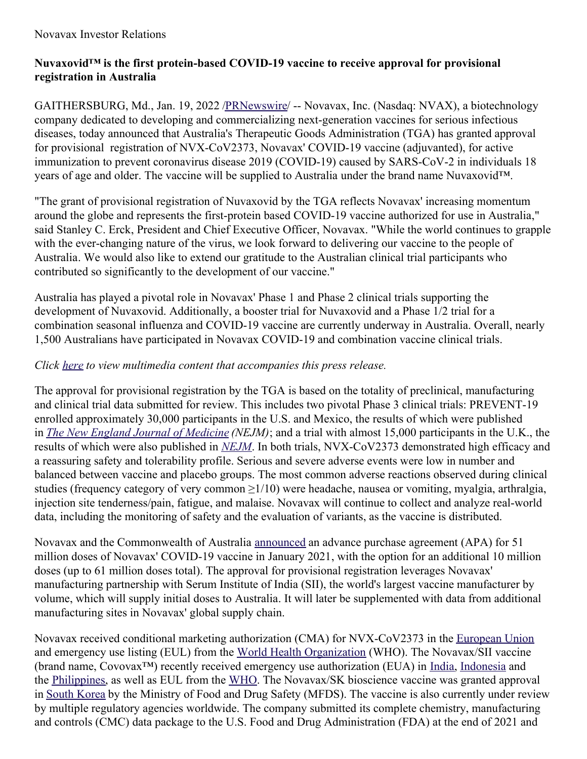Novavax Investor Relations

**Nuvaxovid™ is the first protein-based COVID-19 vaccine to receive approval for provisional registration in Australia**

GAITHERSBURG, Md., Jan. 19, 2022 /PRNewswire/ -- Novavax, Inc. (Nasdaq: NVAX), a biotechnology company dedicated to developing and commercializing next-generation vaccines for serious infectious diseases, today announced that Australia's Therapeutic Goods Administration (TGA) has granted approval for provisional registration of NVX-CoV2373, Novavax' COVID-19 vaccine (adjuvanted), for active immunization to prevent coronavirus disease 2019 (COVID-19) caused by SARS-CoV-2 in individuals 18 years of age and older. The vaccine will be supplied to Australia under the brand name Nuvaxovid™.

"The grant of provisional registration of Nuvaxovid by the TGA reflects Novavax' increasing momentum around the globe and represents the first-protein based COVID-19 vaccine authorized for use in Australia," said Stanley C. Erck, President and Chief Executive Officer, Novavax. "While the world continues to grapple with the ever-changing nature of the virus, we look forward to delivering our vaccine to the people of Australia. We would also like to extend our gratitude to the Australian clinical trial participants who contributed so significantly to the development of our vaccine."

Australia has played a pivotal role in Novavax' Phase 1 and Phase 2 clinical trials supporting the development of Nuvaxovid. Additionally, a booster trial for Nuvaxovid and a Phase 1/2 trial for a combination seasonal influenza and COVID-19 vaccine are currently underway in Australia. Overall, nearly 1,500 Australians have participated in Novavax COVID-19 and combination vaccine clinical trials.

*Click here to view multimedia content that accompanies this press release.*

The approval for provisional registration by the TGA is based on the totality of preclinical, manufacturing and clinical trial data submitted for review. This includes two pivotal Phase 3 clinical trials: PREVENT-19 enrolled approximately 30,000 participants in the U.S. and Mexico, the results of which were published in *The New England Journal of Medicine (NEJM)*; and a trial with almost 15,000 participants in the U.K., the results of which were also published in *NEJM*. In both trials, NVX-CoV2373 demonstrated high efficacy and a reassuring safety and tolerability profile. Serious and severe adverse events were low in number and balanced between vaccine and placebo groups. The most common adverse reactions observed during clinical studies (frequency category of very common $\geq 1/10$) were headache, nausea or vomiting, myalgia, arthralgia, injection site tenderness/pain, fatigue, and malaise. Novavax will continue to collect and analyze real-world data, including the monitoring of safety and the evaluation of variants, as the vaccine is distributed.

Novavax and the Commonwealth of Australia announced an advance purchase agreement (APA) for 51 million doses of Novavax' COVID-19 vaccine in January 2021, with the option for an additional 10 million doses (up to 61 million doses total). The approval for provisional registration leverages Novavax' manufacturing partnership with Serum Institute of India (SII), the world's largest vaccine manufacturer by volume, which will supply initial doses to Australia. It will later be supplemented with data from additional manufacturing sites in Novavax' global supply chain.

Novavax received conditional marketing authorization (CMA) for NVX-CoV2373 in the European Union and emergency use listing (EUL) from the World Health Organization (WHO). The Novavax/SII vaccine (brand name, Covovax™) recently received emergency use authorization (EUA) in India, Indonesia and the Philippines, as well as EUL from the WHO. The Novavax/SK bioscience vaccine was granted approval in South Korea by the Ministry of Food and Drug Safety (MFDS). The vaccine is also currently under review by multiple regulatory agencies worldwide. The company submitted its complete chemistry, manufacturing and controls (CMC) data package to the U.S. Food and Drug Administration (FDA) at the end of 2021 and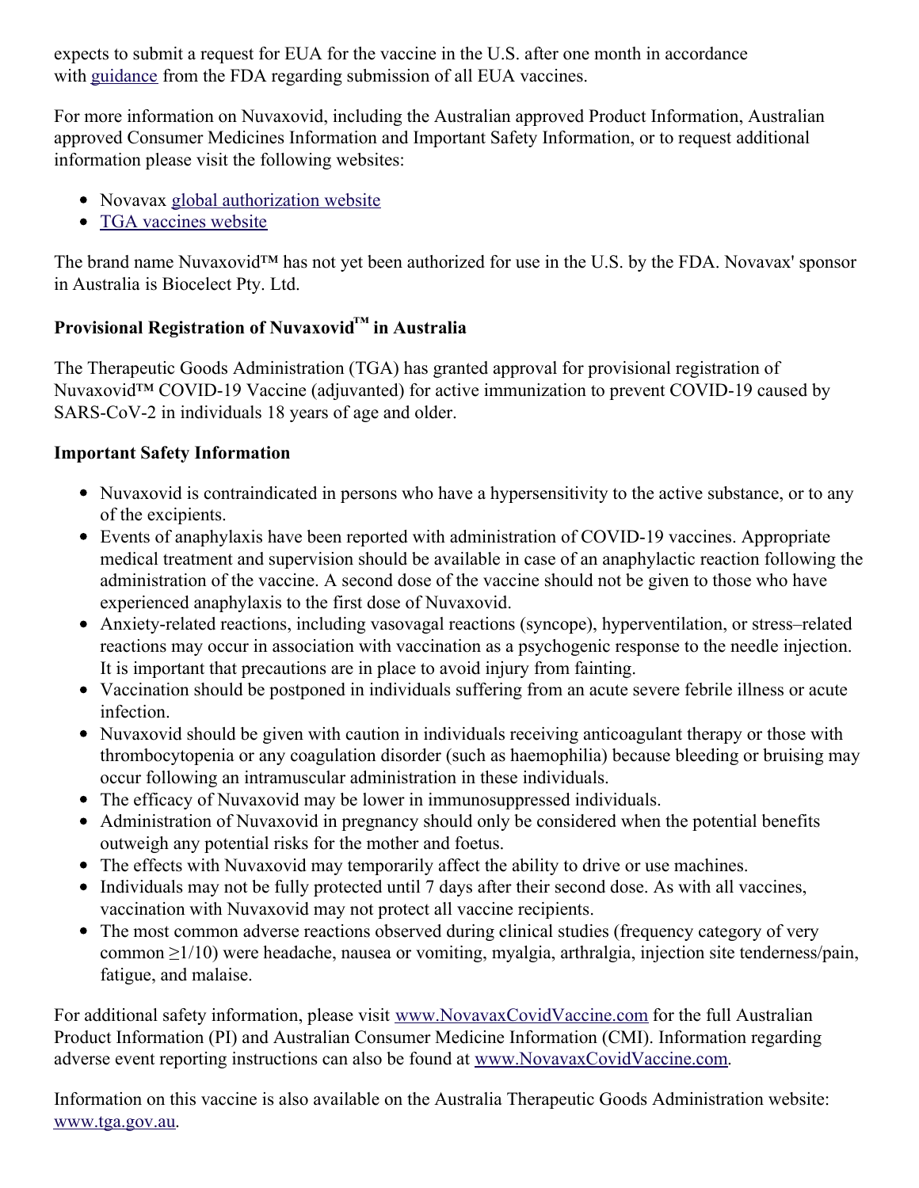expects to submit a request for EUA for the vaccine in the U.S. after one month in accordance with guidance from the FDA regarding submission of all EUA vaccines.

For more information on Nuvaxovid, including the Australian approved Product Information, Australian approved Consumer Medicines Information and Important Safety Information, or to request additional information please visit the following websites:

- Novavax global authorization website
- TGA vaccines website

The brand name Nuvaxovid™ has not yet been authorized for use in the U.S. by the FDA. Novavax' sponsor in Australia is Biocelect Pty. Ltd.

**Provisional Registration of Nuvaxovid™ in Australia**

The Therapeutic Goods Administration (TGA) has granted approval for provisional registration of Nuvaxovid™ COVID-19 Vaccine (adjuvanted) for active immunization to prevent COVID-19 caused by SARS-CoV-2 in individuals 18 years of age and older.

**Important Safety Information**

- Nuvaxovid is contraindicated in persons who have a hypersensitivity to the active substance, or to any of the excipients.
- Events of anaphylaxis have been reported with administration of COVID-19 vaccines. Appropriate medical treatment and supervision should be available in case of an anaphylactic reaction following the administration of the vaccine. A second dose of the vaccine should not be given to those who have experienced anaphylaxis to the first dose of Nuvaxovid.
- Anxiety-related reactions, including vasovagal reactions (syncope), hyperventilation, or stress–related reactions may occur in association with vaccination as a psychogenic response to the needle injection. It is important that precautions are in place to avoid injury from fainting.
- Vaccination should be postponed in individuals suffering from an acute severe febrile illness or acute infection.
- Nuvaxovid should be given with caution in individuals receiving anticoagulant therapy or those with thrombocytopenia or any coagulation disorder (such as haemophilia) because bleeding or bruising may occur following an intramuscular administration in these individuals.
- The efficacy of Nuvaxovid may be lower in immunosuppressed individuals.
- Administration of Nuvaxovid in pregnancy should only be considered when the potential benefits outweigh any potential risks for the mother and foetus.
- The effects with Nuvaxovid may temporarily affect the ability to drive or use machines.
- Individuals may not be fully protected until 7 days after their second dose. As with all vaccines, vaccination with Nuvaxovid may not protect all vaccine recipients.
- The most common adverse reactions observed during clinical studies (frequency category of very common $\geq$1/10) were headache, nausea or vomiting, myalgia, arthralgia, injection site tenderness/pain, fatigue, and malaise.

For additional safety information, please visit www.NovavaxCovidVaccine.com for the full Australian Product Information (PI) and Australian Consumer Medicine Information (CMI). Information regarding adverse event reporting instructions can also be found at www.NovavaxCovidVaccine.com.

Information on this vaccine is also available on the Australia Therapeutic Goods Administration website: www.tga.gov.au.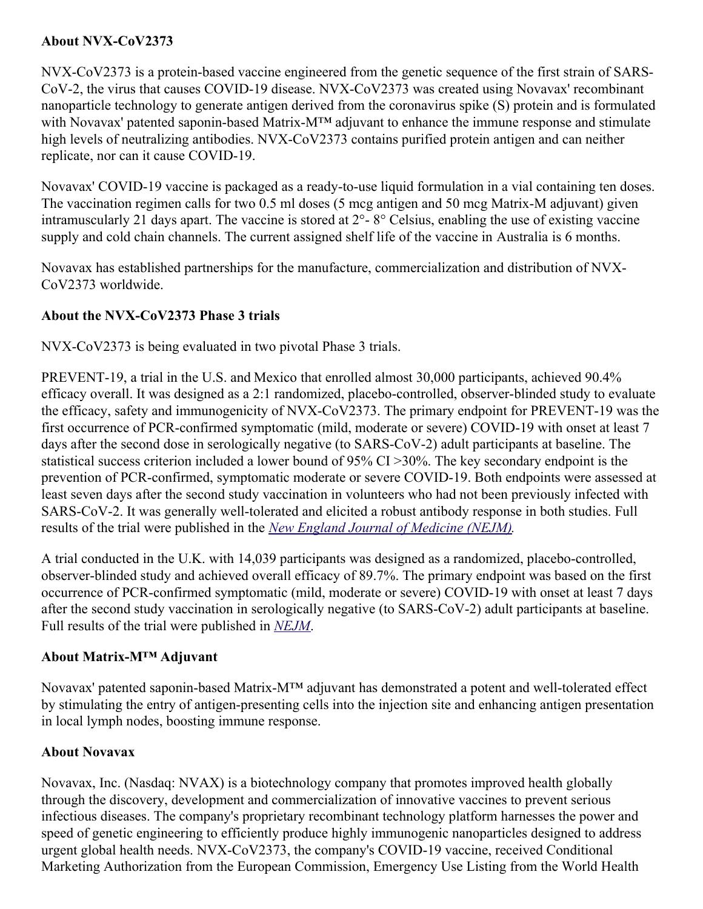**About NVX-CoV2373**

NVX-CoV2373 is a protein-based vaccine engineered from the genetic sequence of the first strain of SARS-CoV-2, the virus that causes COVID-19 disease. NVX-CoV2373 was created using Novavax' recombinant nanoparticle technology to generate antigen derived from the coronavirus spike (S) protein and is formulated with Novavax' patented saponin-based Matrix-M™ adjuvant to enhance the immune response and stimulate high levels of neutralizing antibodies. NVX-CoV2373 contains purified protein antigen and can neither replicate, nor can it cause COVID-19.

Novavax' COVID-19 vaccine is packaged as a ready-to-use liquid formulation in a vial containing ten doses. The vaccination regimen calls for two 0.5 ml doses (5 mcg antigen and 50 mcg Matrix-M adjuvant) given intramuscularly 21 days apart. The vaccine is stored at 2°- 8° Celsius, enabling the use of existing vaccine supply and cold chain channels. The current assigned shelf life of the vaccine in Australia is 6 months.

Novavax has established partnerships for the manufacture, commercialization and distribution of NVX-CoV2373 worldwide.

**About the NVX-CoV2373 Phase 3 trials**

NVX-CoV2373 is being evaluated in two pivotal Phase 3 trials.

PREVENT-19, a trial in the U.S. and Mexico that enrolled almost 30,000 participants, achieved 90.4% efficacy overall. It was designed as a 2:1 randomized, placebo-controlled, observer-blinded study to evaluate the efficacy, safety and immunogenicity of NVX-CoV2373. The primary endpoint for PREVENT-19 was the first occurrence of PCR-confirmed symptomatic (mild, moderate or severe) COVID-19 with onset at least 7 days after the second dose in serologically negative (to SARS-CoV-2) adult participants at baseline. The statistical success criterion included a lower bound of 95% CI >30%. The key secondary endpoint is the prevention of PCR-confirmed, symptomatic moderate or severe COVID-19. Both endpoints were assessed at least seven days after the second study vaccination in volunteers who had not been previously infected with SARS-CoV-2. It was generally well-tolerated and elicited a robust antibody response in both studies. Full results of the trial were published in the *New England Journal of Medicine (NEJM)*.

A trial conducted in the U.K. with 14,039 participants was designed as a randomized, placebo-controlled, observer-blinded study and achieved overall efficacy of 89.7%. The primary endpoint was based on the first occurrence of PCR-confirmed symptomatic (mild, moderate or severe) COVID-19 with onset at least 7 days after the second study vaccination in serologically negative (to SARS-CoV-2) adult participants at baseline. Full results of the trial were published in *NEJM*.

**About Matrix-M™ Adjuvant**

Novavax' patented saponin-based Matrix-M™ adjuvant has demonstrated a potent and well-tolerated effect by stimulating the entry of antigen-presenting cells into the injection site and enhancing antigen presentation in local lymph nodes, boosting immune response.

**About Novavax**

Novavax, Inc. (Nasdaq: NVAX) is a biotechnology company that promotes improved health globally through the discovery, development and commercialization of innovative vaccines to prevent serious infectious diseases. The company's proprietary recombinant technology platform harnesses the power and speed of genetic engineering to efficiently produce highly immunogenic nanoparticles designed to address urgent global health needs. NVX-CoV2373, the company's COVID-19 vaccine, received Conditional Marketing Authorization from the European Commission, Emergency Use Listing from the World Health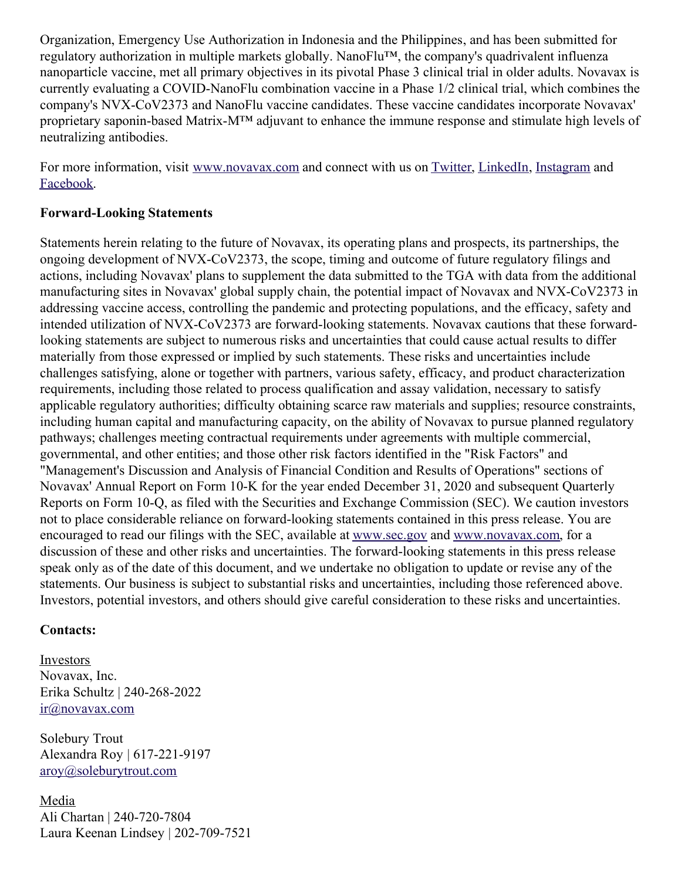Organization, Emergency Use Authorization in Indonesia and the Philippines, and has been submitted for regulatory authorization in multiple markets globally. NanoFlu™, the company's quadrivalent influenza nanoparticle vaccine, met all primary objectives in its pivotal Phase 3 clinical trial in older adults. Novavax is currently evaluating a COVID-NanoFlu combination vaccine in a Phase 1/2 clinical trial, which combines the company's NVX-CoV2373 and NanoFlu vaccine candidates. These vaccine candidates incorporate Novavax' proprietary saponin-based Matrix-M™ adjuvant to enhance the immune response and stimulate high levels of neutralizing antibodies.

For more information, visit [www.novavax.com](www.novavax.com) and connect with us on [Twitter](), [LinkedIn](), [Instagram]() and [Facebook]().

**Forward-Looking Statements**

Statements herein relating to the future of Novavax, its operating plans and prospects, its partnerships, the ongoing development of NVX-CoV2373, the scope, timing and outcome of future regulatory filings and actions, including Novavax' plans to supplement the data submitted to the TGA with data from the additional manufacturing sites in Novavax' global supply chain, the potential impact of Novavax and NVX-CoV2373 in addressing vaccine access, controlling the pandemic and protecting populations, and the efficacy, safety and intended utilization of NVX-CoV2373 are forward-looking statements. Novavax cautions that these forward-looking statements are subject to numerous risks and uncertainties that could cause actual results to differ materially from those expressed or implied by such statements. These risks and uncertainties include challenges satisfying, alone or together with partners, various safety, efficacy, and product characterization requirements, including those related to process qualification and assay validation, necessary to satisfy applicable regulatory authorities; difficulty obtaining scarce raw materials and supplies; resource constraints, including human capital and manufacturing capacity, on the ability of Novavax to pursue planned regulatory pathways; challenges meeting contractual requirements under agreements with multiple commercial, governmental, and other entities; and those other risk factors identified in the "Risk Factors" and "Management's Discussion and Analysis of Financial Condition and Results of Operations" sections of Novavax' Annual Report on Form 10-K for the year ended December 31, 2020 and subsequent Quarterly Reports on Form 10-Q, as filed with the Securities and Exchange Commission (SEC). We caution investors not to place considerable reliance on forward-looking statements contained in this press release. You are encouraged to read our filings with the SEC, available at [www.sec.gov](www.sec.gov) and [www.novavax.com](www.novavax.com), for a discussion of these and other risks and uncertainties. The forward-looking statements in this press release speak only as of the date of this document, and we undertake no obligation to update or revise any of the statements. Our business is subject to substantial risks and uncertainties, including those referenced above. Investors, potential investors, and others should give careful consideration to these risks and uncertainties.

**Contacts:**

Investors
Novavax, Inc.
Erika Schultz | 240-268-2022
ir@novavax.com

Solebury Trout
Alexandra Roy | 617-221-9197
aroy@soleburytrout.com

Media
Ali Chartan | 240-720-7804
Laura Keenan Lindsey | 202-709-7521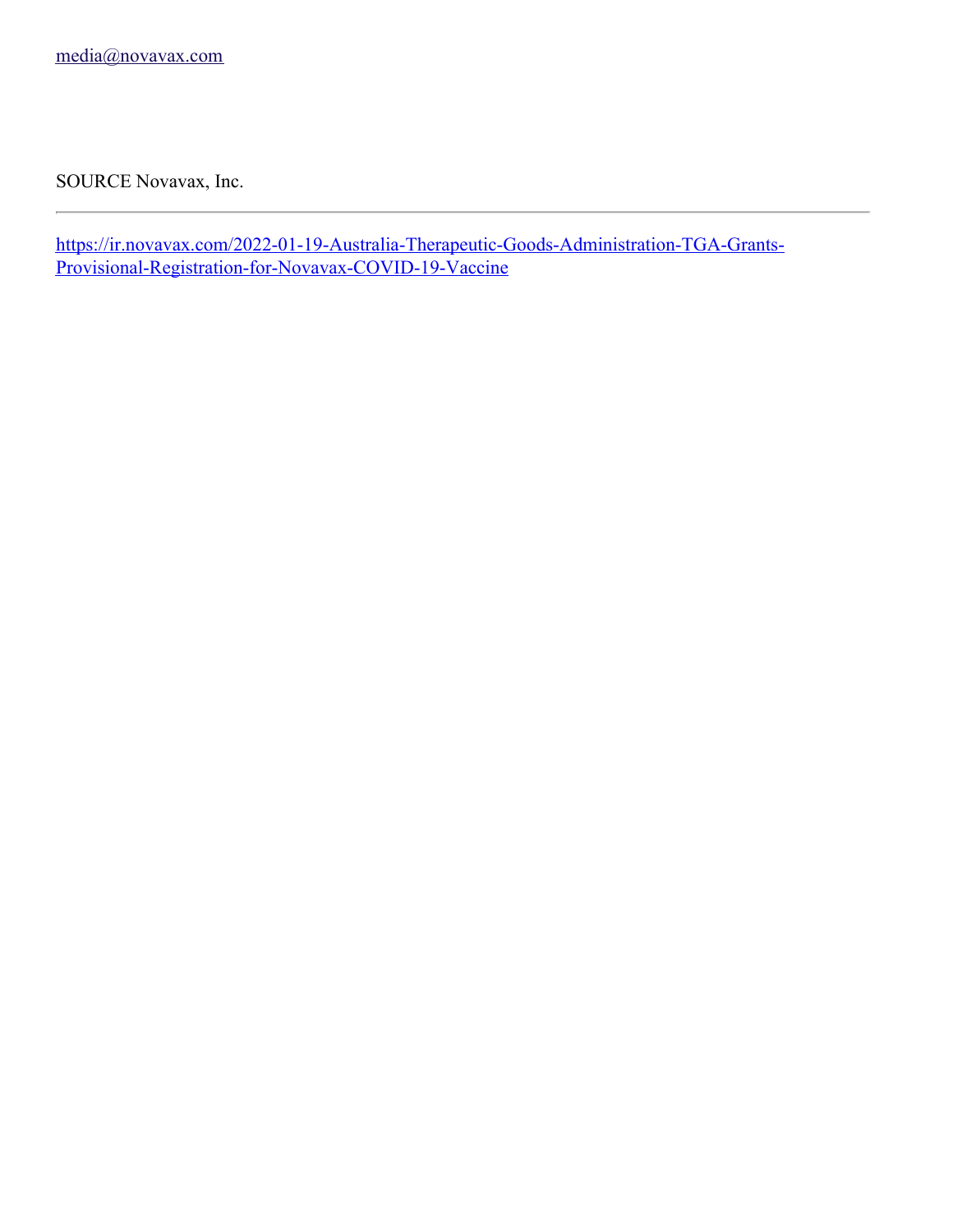media@novavax.com

SOURCE Novavax, Inc.

---

https://ir.novavax.com/2022-01-19-Australia-Therapeutic-Goods-Administration-TGA-Grants-Provisional-Registration-for-Novavax-COVID-19-Vaccine